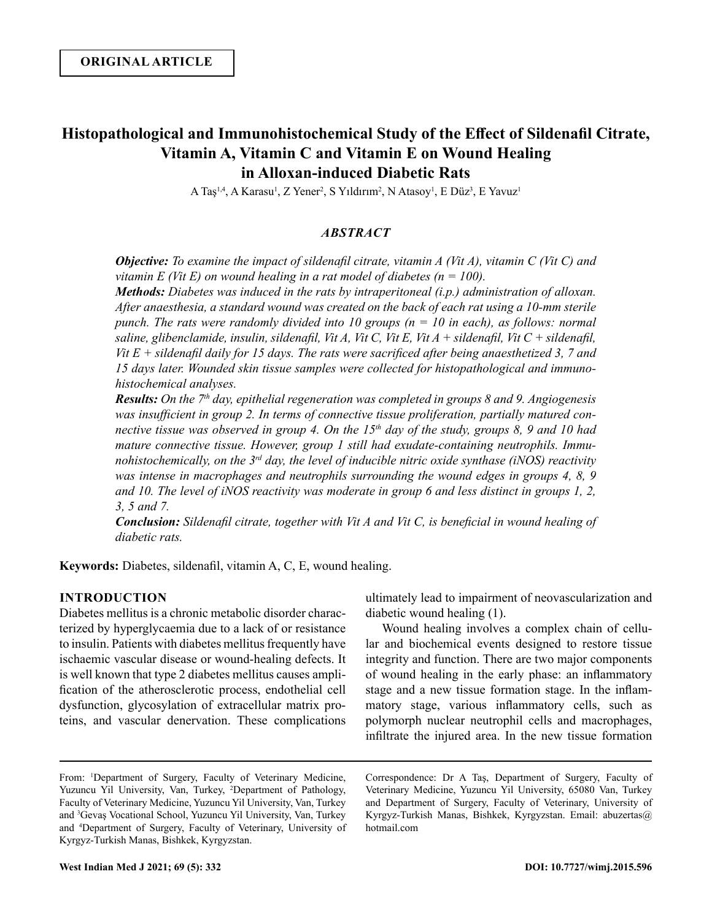ORIGINAL ARTICLE

# Histopathological and Immunohistochemical Study of the Effect of Sildenafil Citrate, Vitamin A, Vitamin C and Vitamin E on Wound Healing in Alloxan-induced Diabetic Rats

A Taş[1,4], A Karasu[1], Z Yener[2], S Yıldırım[2], N Atasoy[1], E Düz[3], E Yavuz[1]

## *ABSTRACT*

***Objective:*** *To examine the impact of sildenafil citrate, vitamin A (Vit A), vitamin C (Vit C) and vitamin E (Vit E) on wound healing in a rat model of diabetes (n = 100).*

***Methods:*** *Diabetes was induced in the rats by intraperitoneal (i.p.) administration of alloxan. After anaesthesia, a standard wound was created on the back of each rat using a 10-mm sterile punch. The rats were randomly divided into 10 groups (n = 10 in each), as follows: normal saline, glibenclamide, insulin, sildenafil, Vit A, Vit C, Vit E, Vit A + sildenafil, Vit C + sildenafil, Vit E + sildenafil daily for 15 days. The rats were sacrificed after being anaesthetized 3, 7 and 15 days later. Wounded skin tissue samples were collected for histopathological and immunohistochemical analyses.*

***Results:*** *On the 7th day, epithelial regeneration was completed in groups 8 and 9. Angiogenesis was insufficient in group 2. In terms of connective tissue proliferation, partially matured connective tissue was observed in group 4. On the 15th day of the study, groups 8, 9 and 10 had mature connective tissue. However, group 1 still had exudate-containing neutrophils. Immunohistochemically, on the 3rd day, the level of inducible nitric oxide synthase (iNOS) reactivity was intense in macrophages and neutrophils surrounding the wound edges in groups 4, 8, 9 and 10. The level of iNOS reactivity was moderate in group 6 and less distinct in groups 1, 2, 3, 5 and 7.*

***Conclusion:*** *Sildenafil citrate, together with Vit A and Vit C, is beneficial in wound healing of diabetic rats.*

**Keywords:** Diabetes, sildenafil, vitamin A, C, E, wound healing.

## INTRODUCTION

Diabetes mellitus is a chronic metabolic disorder characterized by hyperglycaemia due to a lack of or resistance to insulin. Patients with diabetes mellitus frequently have ischaemic vascular disease or wound-healing defects. It is well known that type 2 diabetes mellitus causes amplification of the atherosclerotic process, endothelial cell dysfunction, glycosylation of extracellular matrix proteins, and vascular denervation. These complications ultimately lead to impairment of neovascularization and diabetic wound healing (1).

Wound healing involves a complex chain of cellular and biochemical events designed to restore tissue integrity and function. There are two major components of wound healing in the early phase: an inflammatory stage and a new tissue formation stage. In the inflammatory stage, various inflammatory cells, such as polymorph nuclear neutrophil cells and macrophages, infiltrate the injured area. In the new tissue formation

From: [1]Department of Surgery, Faculty of Veterinary Medicine, Yuzuncu Yil University, Van, Turkey, [2]Department of Pathology, Faculty of Veterinary Medicine, Yuzuncu Yil University, Van, Turkey and [3]Gevaş Vocational School, Yuzuncu Yil University, Van, Turkey and [4]Department of Surgery, Faculty of Veterinary, University of Kyrgyz-Turkish Manas, Bishkek, Kyrgyzstan.

Correspondence: Dr A Taş, Department of Surgery, Faculty of Veterinary Medicine, Yuzuncu Yil University, 65080 Van, Turkey and Department of Surgery, Faculty of Veterinary, University of Kyrgyz-Turkish Manas, Bishkek, Kyrgyzstan. Email: abuzertas@hotmail.com

DOI: 10.7727/wimj.2015.596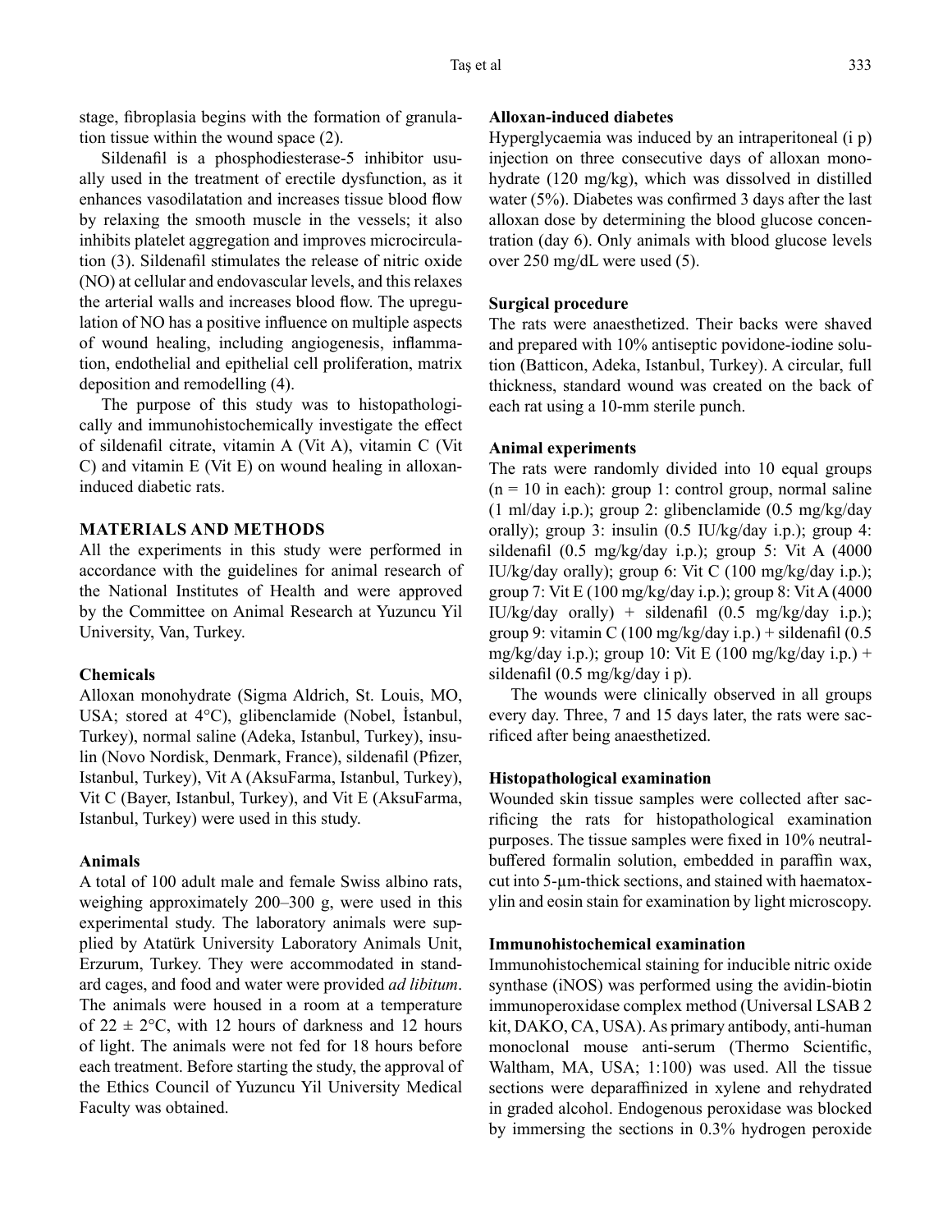stage, fibroplasia begins with the formation of granulation tissue within the wound space (2).

Sildenafil is a phosphodiesterase-5 inhibitor usually used in the treatment of erectile dysfunction, as it enhances vasodilatation and increases tissue blood flow by relaxing the smooth muscle in the vessels; it also inhibits platelet aggregation and improves microcirculation (3). Sildenafil stimulates the release of nitric oxide (NO) at cellular and endovascular levels, and this relaxes the arterial walls and increases blood flow. The upregulation of NO has a positive influence on multiple aspects of wound healing, including angiogenesis, inflammation, endothelial and epithelial cell proliferation, matrix deposition and remodelling (4).

The purpose of this study was to histopathologically and immunohistochemically investigate the effect of sildenafil citrate, vitamin A (Vit A), vitamin C (Vit C) and vitamin E (Vit E) on wound healing in alloxan-induced diabetic rats.

## MATERIALS AND METHODS

All the experiments in this study were performed in accordance with the guidelines for animal research of the National Institutes of Health and were approved by the Committee on Animal Research at Yuzuncu Yil University, Van, Turkey.

### Chemicals

Alloxan monohydrate (Sigma Aldrich, St. Louis, MO, USA; stored at 4°C), glibenclamide (Nobel, İstanbul, Turkey), normal saline (Adeka, Istanbul, Turkey), insulin (Novo Nordisk, Denmark, France), sildenafil (Pfizer, Istanbul, Turkey), Vit A (AksuFarma, Istanbul, Turkey), Vit C (Bayer, Istanbul, Turkey), and Vit E (AksuFarma, Istanbul, Turkey) were used in this study.

### Animals

A total of 100 adult male and female Swiss albino rats, weighing approximately 200–300 g, were used in this experimental study. The laboratory animals were supplied by Atatürk University Laboratory Animals Unit, Erzurum, Turkey. They were accommodated in standard cages, and food and water were provided *ad libitum*. The animals were housed in a room at a temperature of 22 ± 2°C, with 12 hours of darkness and 12 hours of light. The animals were not fed for 18 hours before each treatment. Before starting the study, the approval of the Ethics Council of Yuzuncu Yil University Medical Faculty was obtained.

### Alloxan-induced diabetes

Hyperglycaemia was induced by an intraperitoneal (i p) injection on three consecutive days of alloxan monohydrate (120 mg/kg), which was dissolved in distilled water (5%). Diabetes was confirmed 3 days after the last alloxan dose by determining the blood glucose concentration (day 6). Only animals with blood glucose levels over 250 mg/dL were used (5).

### Surgical procedure

The rats were anaesthetized. Their backs were shaved and prepared with 10% antiseptic povidone-iodine solution (Batticon, Adeka, Istanbul, Turkey). A circular, full thickness, standard wound was created on the back of each rat using a 10-mm sterile punch.

### Animal experiments

The rats were randomly divided into 10 equal groups (n = 10 in each): group 1: control group, normal saline (1 ml/day i.p.); group 2: glibenclamide (0.5 mg/kg/day orally); group 3: insulin (0.5 IU/kg/day i.p.); group 4: sildenafil (0.5 mg/kg/day i.p.); group 5: Vit A (4000 IU/kg/day orally); group 6: Vit C (100 mg/kg/day i.p.); group 7: Vit E (100 mg/kg/day i.p.); group 8: Vit A (4000 IU/kg/day orally) + sildenafil (0.5 mg/kg/day i.p.); group 9: vitamin C (100 mg/kg/day i.p.) + sildenafil (0.5 mg/kg/day i.p.); group 10: Vit E (100 mg/kg/day i.p.) + sildenafil (0.5 mg/kg/day i p).

The wounds were clinically observed in all groups every day. Three, 7 and 15 days later, the rats were sacrificed after being anaesthetized.

### Histopathological examination

Wounded skin tissue samples were collected after sacrificing the rats for histopathological examination purposes. The tissue samples were fixed in 10% neutral-buffered formalin solution, embedded in paraffin wax, cut into 5-μm-thick sections, and stained with haematoxylin and eosin stain for examination by light microscopy.

### Immunohistochemical examination

Immunohistochemical staining for inducible nitric oxide synthase (iNOS) was performed using the avidin-biotin immunoperoxidase complex method (Universal LSAB 2 kit, DAKO, CA, USA). As primary antibody, anti-human monoclonal mouse anti-serum (Thermo Scientific, Waltham, MA, USA; 1:100) was used. All the tissue sections were deparaffinized in xylene and rehydrated in graded alcohol. Endogenous peroxidase was blocked by immersing the sections in 0.3% hydrogen peroxide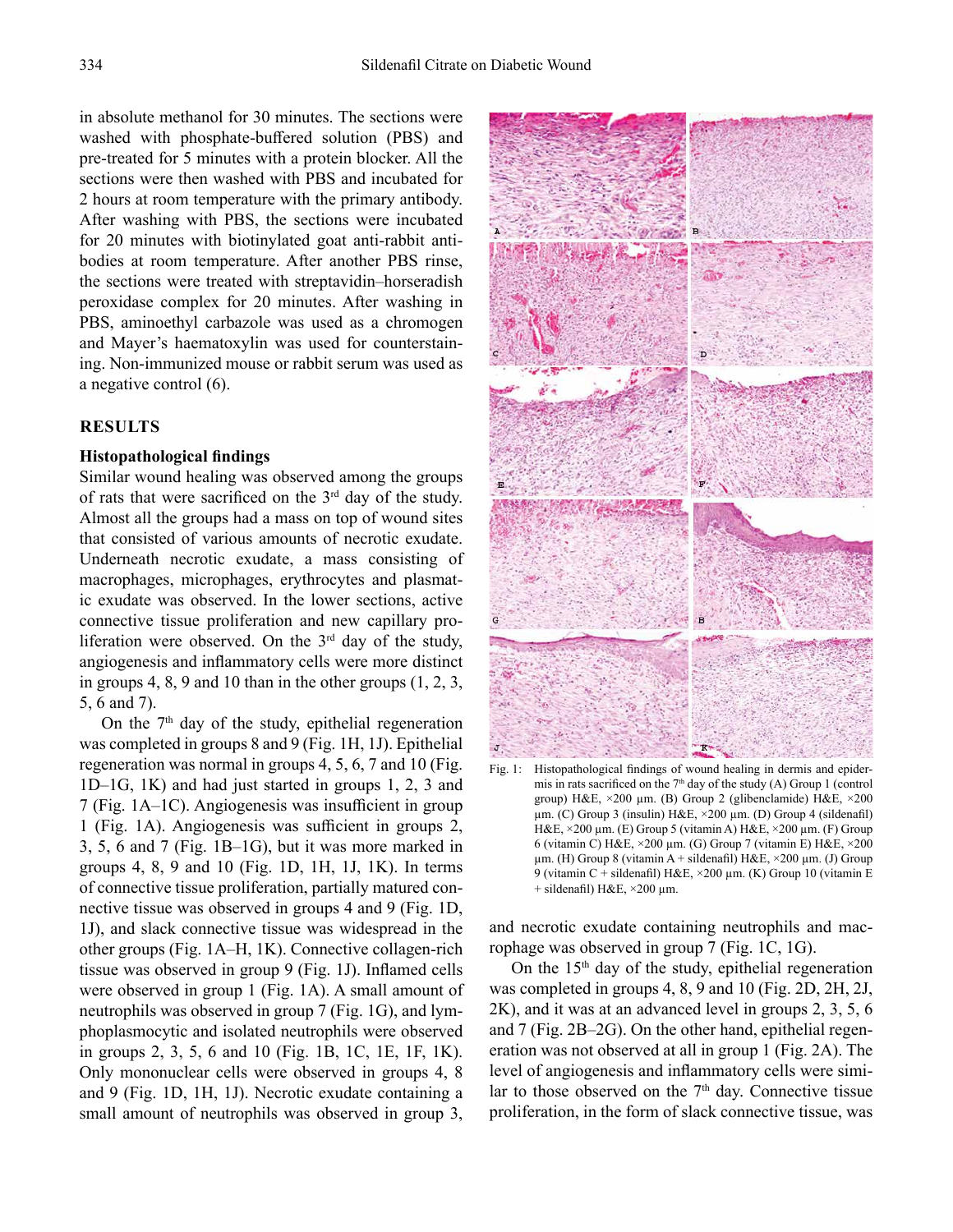in absolute methanol for 30 minutes. The sections were washed with phosphate-buffered solution (PBS) and pre-treated for 5 minutes with a protein blocker. All the sections were then washed with PBS and incubated for 2 hours at room temperature with the primary antibody. After washing with PBS, the sections were incubated for 20 minutes with biotinylated goat anti-rabbit antibodies at room temperature. After another PBS rinse, the sections were treated with streptavidin–horseradish peroxidase complex for 20 minutes. After washing in PBS, aminoethyl carbazole was used as a chromogen and Mayer's haematoxylin was used for counterstaining. Non-immunized mouse or rabbit serum was used as a negative control (6).

## RESULTS

### Histopathological findings

Similar wound healing was observed among the groups of rats that were sacrificed on the 3rd day of the study. Almost all the groups had a mass on top of wound sites that consisted of various amounts of necrotic exudate. Underneath necrotic exudate, a mass consisting of macrophages, microphages, erythrocytes and plasmatic exudate was observed. In the lower sections, active connective tissue proliferation and new capillary proliferation were observed. On the 3rd day of the study, angiogenesis and inflammatory cells were more distinct in groups 4, 8, 9 and 10 than in the other groups (1, 2, 3, 5, 6 and 7).

On the 7th day of the study, epithelial regeneration was completed in groups 8 and 9 (Fig. 1H, 1J). Epithelial regeneration was normal in groups 4, 5, 6, 7 and 10 (Fig. 1D–1G, 1K) and had just started in groups 1, 2, 3 and 7 (Fig. 1A–1C). Angiogenesis was insufficient in group 1 (Fig. 1A). Angiogenesis was sufficient in groups 2, 3, 5, 6 and 7 (Fig. 1B–1G), but it was more marked in groups 4, 8, 9 and 10 (Fig. 1D, 1H, 1J, 1K). In terms of connective tissue proliferation, partially matured connective tissue was observed in groups 4 and 9 (Fig. 1D, 1J), and slack connective tissue was widespread in the other groups (Fig. 1A–H, 1K). Connective collagen-rich tissue was observed in group 9 (Fig. 1J). Inflamed cells were observed in group 1 (Fig. 1A). A small amount of neutrophils was observed in group 7 (Fig. 1G), and lymphoplasmocytic and isolated neutrophils were observed in groups 2, 3, 5, 6 and 10 (Fig. 1B, 1C, 1E, 1F, 1K). Only mononuclear cells were observed in groups 4, 8 and 9 (Fig. 1D, 1H, 1J). Necrotic exudate containing a small amount of neutrophils was observed in group 3, and necrotic exudate containing neutrophils and macrophage was observed in group 7 (Fig. 1C, 1G).

Fig. 1: Histopathological findings of wound healing in dermis and epidermis in rats sacrificed on the 7th day of the study (A) Group 1 (control group) H&E, ×200 µm. (B) Group 2 (glibenclamide) H&E, ×200 µm. (C) Group 3 (insulin) H&E, ×200 µm. (D) Group 4 (sildenafil) H&E, ×200 µm. (E) Group 5 (vitamin A) H&E, ×200 µm. (F) Group 6 (vitamin C) H&E, ×200 µm. (G) Group 7 (vitamin E) H&E, ×200 µm. (H) Group 8 (vitamin A + sildenafil) H&E, ×200 µm. (J) Group 9 (vitamin C + sildenafil) H&E, ×200 µm. (K) Group 10 (vitamin E + sildenafil) H&E, ×200 µm.

On the 15th day of the study, epithelial regeneration was completed in groups 4, 8, 9 and 10 (Fig. 2D, 2H, 2J, 2K), and it was at an advanced level in groups 2, 3, 5, 6 and 7 (Fig. 2B–2G). On the other hand, epithelial regeneration was not observed at all in group 1 (Fig. 2A). The level of angiogenesis and inflammatory cells were similar to those observed on the 7th day. Connective tissue proliferation, in the form of slack connective tissue, was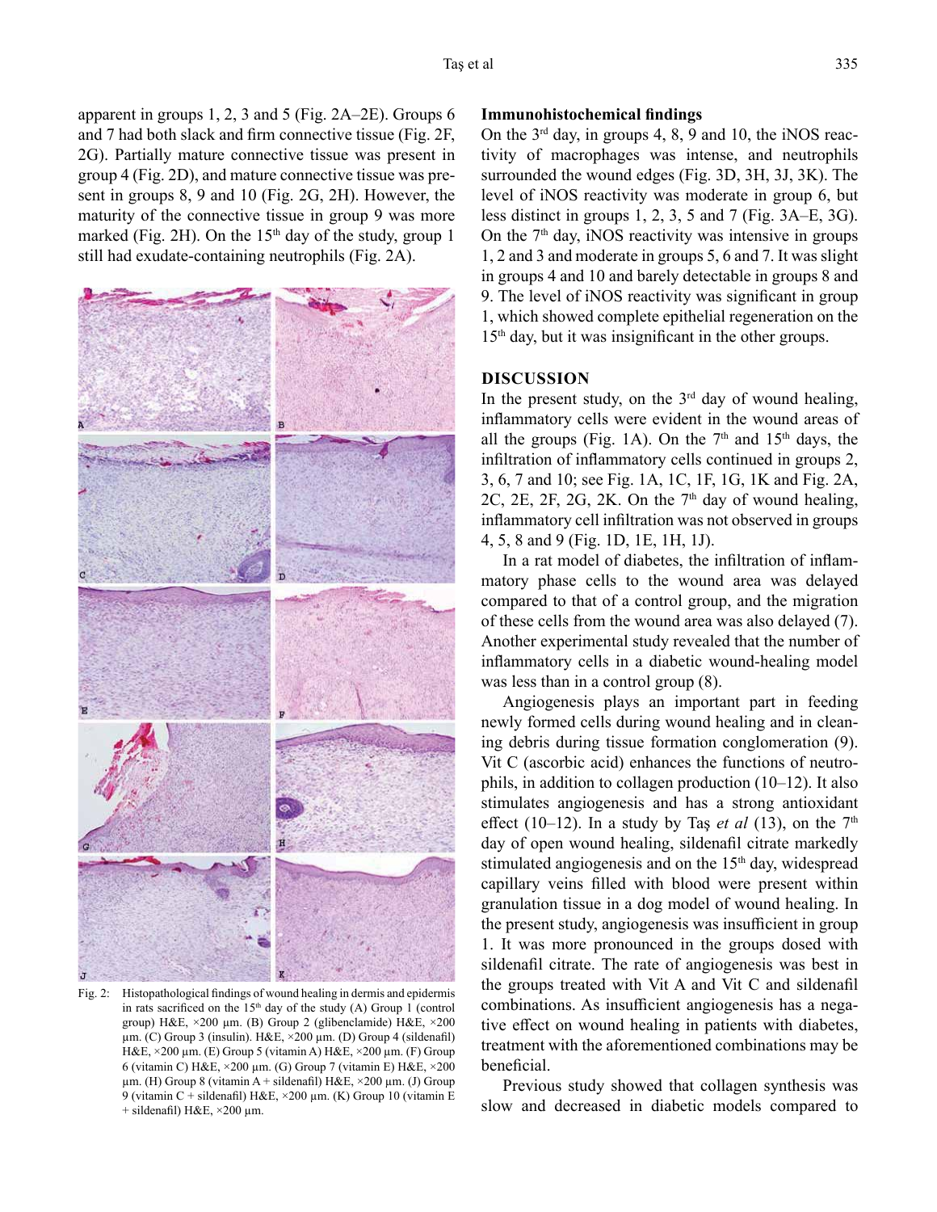apparent in groups 1, 2, 3 and 5 (Fig. 2A–2E). Groups 6 and 7 had both slack and firm connective tissue (Fig. 2F, 2G). Partially mature connective tissue was present in group 4 (Fig. 2D), and mature connective tissue was present in groups 8, 9 and 10 (Fig. 2G, 2H). However, the maturity of the connective tissue in group 9 was more marked (Fig. 2H). On the 15th day of the study, group 1 still had exudate-containing neutrophils (Fig. 2A).

Fig. 2: Histopathological findings of wound healing in dermis and epidermis in rats sacrificed on the 15th day of the study (A) Group 1 (control group) H&E, ×200 µm. (B) Group 2 (glibenclamide) H&E, ×200 µm. (C) Group 3 (insulin). H&E, ×200 µm. (D) Group 4 (sildenafil) H&E, ×200 µm. (E) Group 5 (vitamin A) H&E, ×200 µm. (F) Group 6 (vitamin C) H&E, ×200 µm. (G) Group 7 (vitamin E) H&E, ×200 µm. (H) Group 8 (vitamin A + sildenafil) H&E, ×200 µm. (J) Group 9 (vitamin C + sildenafil) H&E, ×200 µm. (K) Group 10 (vitamin E + sildenafil) H&E, ×200 µm.

**Immunohistochemical findings**

On the 3rd day, in groups 4, 8, 9 and 10, the iNOS reactivity of macrophages was intense, and neutrophils surrounded the wound edges (Fig. 3D, 3H, 3J, 3K). The level of iNOS reactivity was moderate in group 6, but less distinct in groups 1, 2, 3, 5 and 7 (Fig. 3A–E, 3G). On the 7th day, iNOS reactivity was intensive in groups 1, 2 and 3 and moderate in groups 5, 6 and 7. It was slight in groups 4 and 10 and barely detectable in groups 8 and 9. The level of iNOS reactivity was significant in group 1, which showed complete epithelial regeneration on the 15th day, but it was insignificant in the other groups.

## DISCUSSION

In the present study, on the 3rd day of wound healing, inflammatory cells were evident in the wound areas of all the groups (Fig. 1A). On the 7th and 15th days, the infiltration of inflammatory cells continued in groups 2, 3, 6, 7 and 10; see Fig. 1A, 1C, 1F, 1G, 1K and Fig. 2A, 2C, 2E, 2F, 2G, 2K. On the 7th day of wound healing, inflammatory cell infiltration was not observed in groups 4, 5, 8 and 9 (Fig. 1D, 1E, 1H, 1J).

In a rat model of diabetes, the infiltration of inflammatory phase cells to the wound area was delayed compared to that of a control group, and the migration of these cells from the wound area was also delayed (7). Another experimental study revealed that the number of inflammatory cells in a diabetic wound-healing model was less than in a control group (8).

Angiogenesis plays an important part in feeding newly formed cells during wound healing and in cleaning debris during tissue formation conglomeration (9). Vit C (ascorbic acid) enhances the functions of neutrophils, in addition to collagen production (10–12). It also stimulates angiogenesis and has a strong antioxidant effect (10–12). In a study by Taş *et al* (13), on the 7th day of open wound healing, sildenafil citrate markedly stimulated angiogenesis and on the 15th day, widespread capillary veins filled with blood were present within granulation tissue in a dog model of wound healing. In the present study, angiogenesis was insufficient in group 1. It was more pronounced in the groups dosed with sildenafil citrate. The rate of angiogenesis was best in the groups treated with Vit A and Vit C and sildenafil combinations. As insufficient angiogenesis has a negative effect on wound healing in patients with diabetes, treatment with the aforementioned combinations may be beneficial.

Previous study showed that collagen synthesis was slow and decreased in diabetic models compared to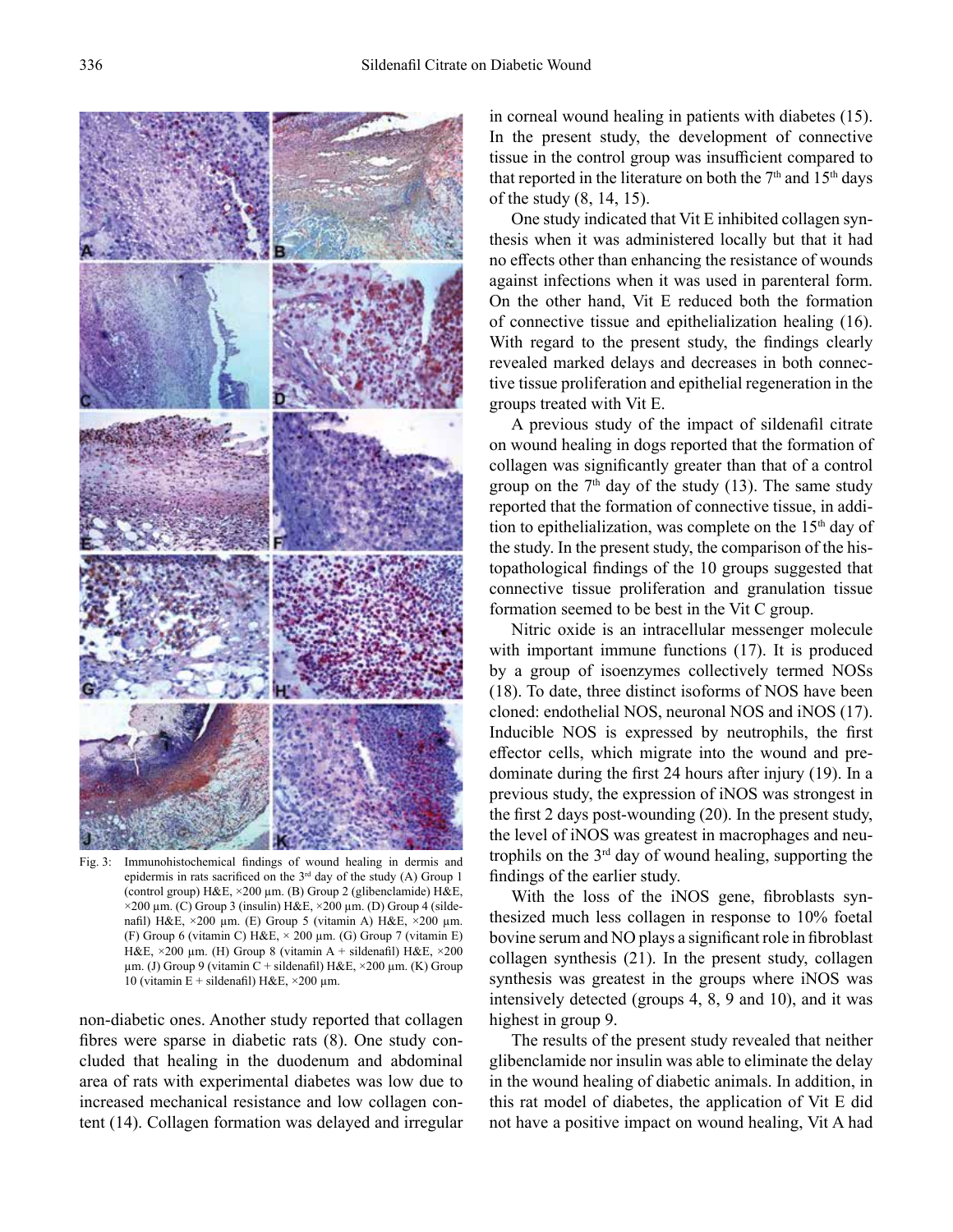Fig. 3: Immunohistochemical findings of wound healing in dermis and epidermis in rats sacrificed on the 3rd day of the study (A) Group 1 (control group) H&E, ×200 µm. (B) Group 2 (glibenclamide) H&E, ×200 µm. (C) Group 3 (insulin) H&E, ×200 µm. (D) Group 4 (sildenafil) H&E, ×200 µm. (E) Group 5 (vitamin A) H&E, ×200 µm. (F) Group 6 (vitamin C) H&E, × 200 µm. (G) Group 7 (vitamin E) H&E, ×200 µm. (H) Group 8 (vitamin A + sildenafil) H&E, ×200 µm. (J) Group 9 (vitamin C + sildenafil) H&E, ×200 µm. (K) Group 10 (vitamin E + sildenafil) H&E, ×200 µm.

non-diabetic ones. Another study reported that collagen fibres were sparse in diabetic rats (8). One study concluded that healing in the duodenum and abdominal area of rats with experimental diabetes was low due to increased mechanical resistance and low collagen content (14). Collagen formation was delayed and irregular in corneal wound healing in patients with diabetes (15). In the present study, the development of connective tissue in the control group was insufficient compared to that reported in the literature on both the 7th and 15th days of the study (8, 14, 15).

One study indicated that Vit E inhibited collagen synthesis when it was administered locally but that it had no effects other than enhancing the resistance of wounds against infections when it was used in parenteral form. On the other hand, Vit E reduced both the formation of connective tissue and epithelialization healing (16). With regard to the present study, the findings clearly revealed marked delays and decreases in both connective tissue proliferation and epithelial regeneration in the groups treated with Vit E.

A previous study of the impact of sildenafil citrate on wound healing in dogs reported that the formation of collagen was significantly greater than that of a control group on the 7th day of the study (13). The same study reported that the formation of connective tissue, in addition to epithelialization, was complete on the 15th day of the study. In the present study, the comparison of the histopathological findings of the 10 groups suggested that connective tissue proliferation and granulation tissue formation seemed to be best in the Vit C group.

Nitric oxide is an intracellular messenger molecule with important immune functions (17). It is produced by a group of isoenzymes collectively termed NOSs (18). To date, three distinct isoforms of NOS have been cloned: endothelial NOS, neuronal NOS and iNOS (17). Inducible NOS is expressed by neutrophils, the first effector cells, which migrate into the wound and predominate during the first 24 hours after injury (19). In a previous study, the expression of iNOS was strongest in the first 2 days post-wounding (20). In the present study, the level of iNOS was greatest in macrophages and neutrophils on the 3rd day of wound healing, supporting the findings of the earlier study.

With the loss of the iNOS gene, fibroblasts synthesized much less collagen in response to 10% foetal bovine serum and NO plays a significant role in fibroblast collagen synthesis (21). In the present study, collagen synthesis was greatest in the groups where iNOS was intensively detected (groups 4, 8, 9 and 10), and it was highest in group 9.

The results of the present study revealed that neither glibenclamide nor insulin was able to eliminate the delay in the wound healing of diabetic animals. In addition, in this rat model of diabetes, the application of Vit E did not have a positive impact on wound healing, Vit A had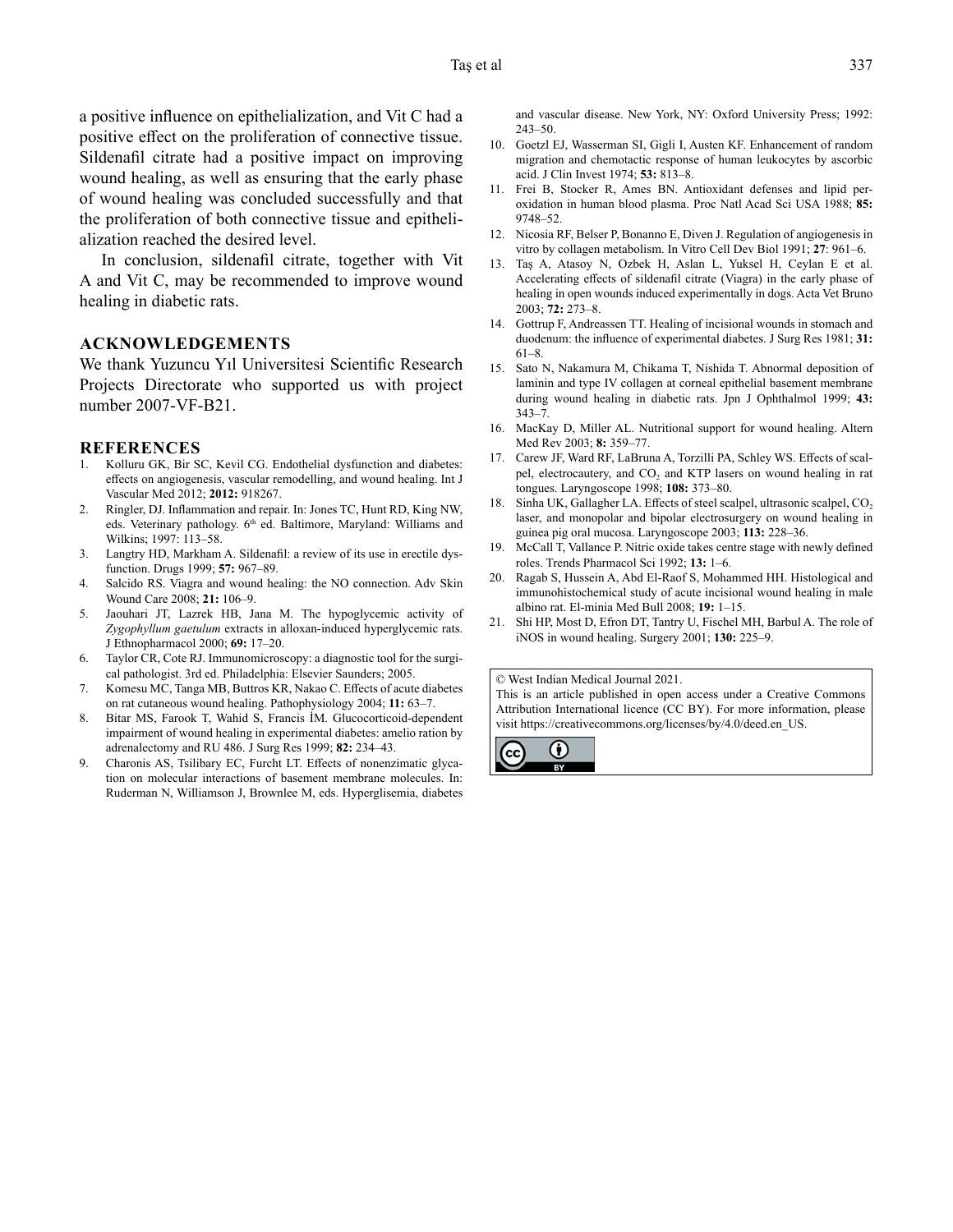a positive influence on epithelialization, and Vit C had a positive effect on the proliferation of connective tissue. Sildenafil citrate had a positive impact on improving wound healing, as well as ensuring that the early phase of wound healing was concluded successfully and that the proliferation of both connective tissue and epithelialization reached the desired level.

In conclusion, sildenafil citrate, together with Vit A and Vit C, may be recommended to improve wound healing in diabetic rats.

## ACKNOWLEDGEMENTS

We thank Yuzuncu Yıl Universitesi Scientific Research Projects Directorate who supported us with project number 2007-VF-B21.

## REFERENCES

1. Kolluru GK, Bir SC, Kevil CG. Endothelial dysfunction and diabetes: effects on angiogenesis, vascular remodelling, and wound healing. Int J Vascular Med 2012; **2012:** 918267.
2. Ringler, DJ. Inflammation and repair. In: Jones TC, Hunt RD, King NW, eds. Veterinary pathology. 6th ed. Baltimore, Maryland: Williams and Wilkins; 1997: 113–58.
3. Langtry HD, Markham A. Sildenafil: a review of its use in erectile dysfunction. Drugs 1999; **57:** 967–89.
4. Salcido RS. Viagra and wound healing: the NO connection. Adv Skin Wound Care 2008; **21:** 106–9.
5. Jaouhari JT, Lazrek HB, Jana M. The hypoglycemic activity of *Zygophyllum gaetulum* extracts in alloxan-induced hyperglycemic rats. J Ethnopharmacol 2000; **69:** 17–20.
6. Taylor CR, Cote RJ. Immunomicroscopy: a diagnostic tool for the surgical pathologist. 3rd ed. Philadelphia: Elsevier Saunders; 2005.
7. Komesu MC, Tanga MB, Buttros KR, Nakao C. Effects of acute diabetes on rat cutaneous wound healing. Pathophysiology 2004; **11:** 63–7.
8. Bitar MS, Farook T, Wahid S, Francis İM. Glucocorticoid-dependent impairment of wound healing in experimental diabetes: amelio ration by adrenalectomy and RU 486. J Surg Res 1999; **82:** 234–43.
9. Charonis AS, Tsilibary EC, Furcht LT. Effects of nonenzimatic glycation on molecular interactions of basement membrane molecules. In: Ruderman N, Williamson J, Brownlee M, eds. Hyperglisemia, diabetes and vascular disease. New York, NY: Oxford University Press; 1992: 243–50.
10. Goetzl EJ, Wasserman SI, Gigli I, Austen KF. Enhancement of random migration and chemotactic response of human leukocytes by ascorbic acid. J Clin Invest 1974; **53:** 813–8.
11. Frei B, Stocker R, Ames BN. Antioxidant defenses and lipid peroxidation in human blood plasma. Proc Natl Acad Sci USA 1988; **85:** 9748–52.
12. Nicosia RF, Belser P, Bonanno E, Diven J. Regulation of angiogenesis in vitro by collagen metabolism. In Vitro Cell Dev Biol 1991; **27**: 961–6.
13. Taş A, Atasoy N, Ozbek H, Aslan L, Yuksel H, Ceylan E et al. Accelerating effects of sildenafil citrate (Viagra) in the early phase of healing in open wounds induced experimentally in dogs. Acta Vet Bruno 2003; **72:** 273–8.
14. Gottrup F, Andreassen TT. Healing of incisional wounds in stomach and duodenum: the influence of experimental diabetes. J Surg Res 1981; **31:** 61–8.
15. Sato N, Nakamura M, Chikama T, Nishida T. Abnormal deposition of laminin and type IV collagen at corneal epithelial basement membrane during wound healing in diabetic rats. Jpn J Ophthalmol 1999; **43:** 343–7.
16. MacKay D, Miller AL. Nutritional support for wound healing. Altern Med Rev 2003; **8:** 359–77.
17. Carew JF, Ward RF, LaBruna A, Torzilli PA, Schley WS. Effects of scalpel, electrocautery, and $CO_2$ and KTP lasers on wound healing in rat tongues. Laryngoscope 1998; **108:** 373–80.
18. Sinha UK, Gallagher LA. Effects of steel scalpel, ultrasonic scalpel, $CO_2$ laser, and monopolar and bipolar electrosurgery on wound healing in guinea pig oral mucosa. Laryngoscope 2003; **113:** 228–36.
19. McCall T, Vallance P. Nitric oxide takes centre stage with newly defined roles. Trends Pharmacol Sci 1992; **13:** 1–6.
20. Ragab S, Hussein A, Abd El-Raof S, Mohammed HH. Histological and immunohistochemical study of acute incisional wound healing in male albino rat. El-minia Med Bull 2008; **19:** 1–15.
21. Shi HP, Most D, Efron DT, Tantry U, Fischel MH, Barbul A. The role of iNOS in wound healing. Surgery 2001; **130:** 225–9.

© West Indian Medical Journal 2021.
This is an article published in open access under a Creative Commons Attribution International licence (CC BY). For more information, please visit https://creativecommons.org/licenses/by/4.0/deed.en_US.